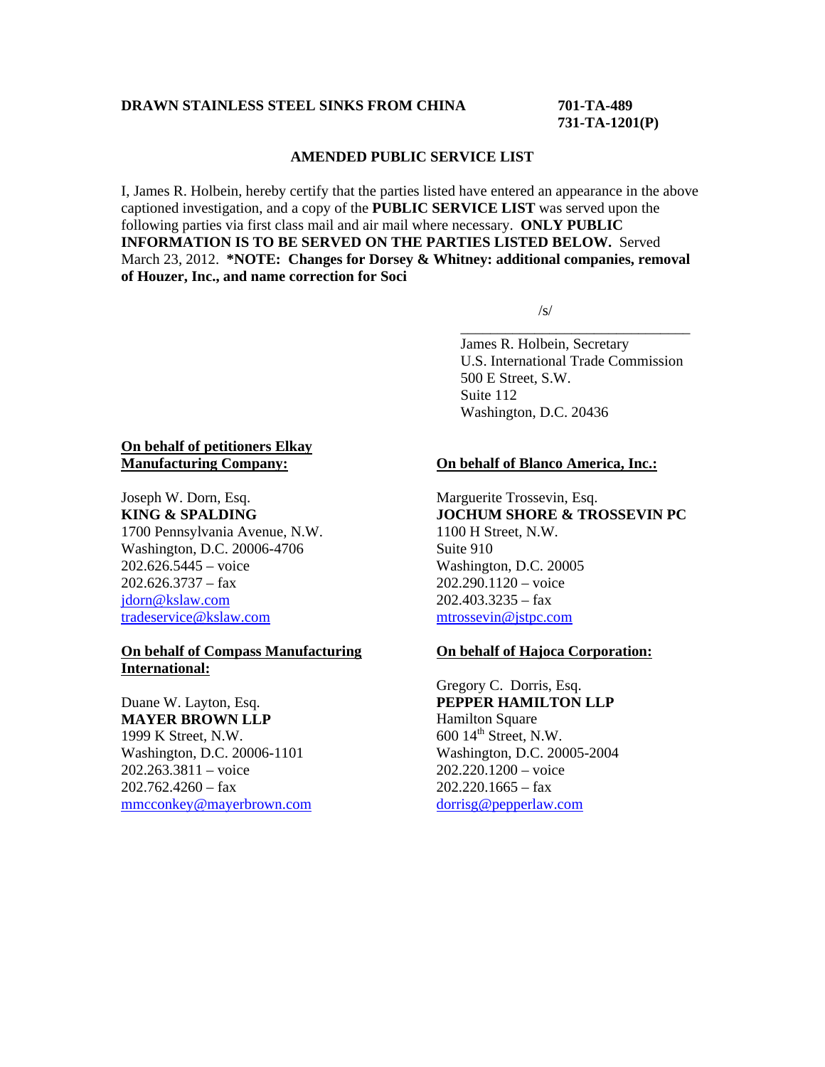**DRAWN STAINLESS STEEL SINKS FROM CHINA** **701-TA-489**
**731-TA-1201(P)**

**AMENDED PUBLIC SERVICE LIST**

I, James R. Holbein, hereby certify that the parties listed have entered an appearance in the above captioned investigation, and a copy of the **PUBLIC SERVICE LIST** was served upon the following parties via first class mail and air mail where necessary. **ONLY PUBLIC INFORMATION IS TO BE SERVED ON THE PARTIES LISTED BELOW.** Served March 23, 2012. ***NOTE: Changes for Dorsey & Whitney: additional companies, removal of Houzer, Inc., and name correction for Soci**

/s/
________________________________
James R. Holbein, Secretary
U.S. International Trade Commission
500 E Street, S.W.
Suite 112
Washington, D.C. 20436

**On behalf of petitioners Elkay Manufacturing Company:**

Joseph W. Dorn, Esq.
**KING & SPALDING**
1700 Pennsylvania Avenue, N.W.
Washington, D.C. 20006-4706
202.626.5445 – voice
202.626.3737 – fax
jdorn@kslaw.com
tradeservice@kslaw.com

**On behalf of Compass Manufacturing International:**

Duane W. Layton, Esq.
**MAYER BROWN LLP**
1999 K Street, N.W.
Washington, D.C. 20006-1101
202.263.3811 – voice
202.762.4260 – fax
mmcconkey@mayerbrown.com

**On behalf of Blanco America, Inc.:**

Marguerite Trossevin, Esq.
**JOCHUM SHORE & TROSSEVIN PC**
1100 H Street, N.W.
Suite 910
Washington, D.C. 20005
202.290.1120 – voice
202.403.3235 – fax
mtrossevin@jstpc.com

**On behalf of Hajoca Corporation:**

Gregory C. Dorris, Esq.
**PEPPER HAMILTON LLP**
Hamilton Square
600 14th Street, N.W.
Washington, D.C. 20005-2004
202.220.1200 – voice
202.220.1665 – fax
dorrisg@pepperlaw.com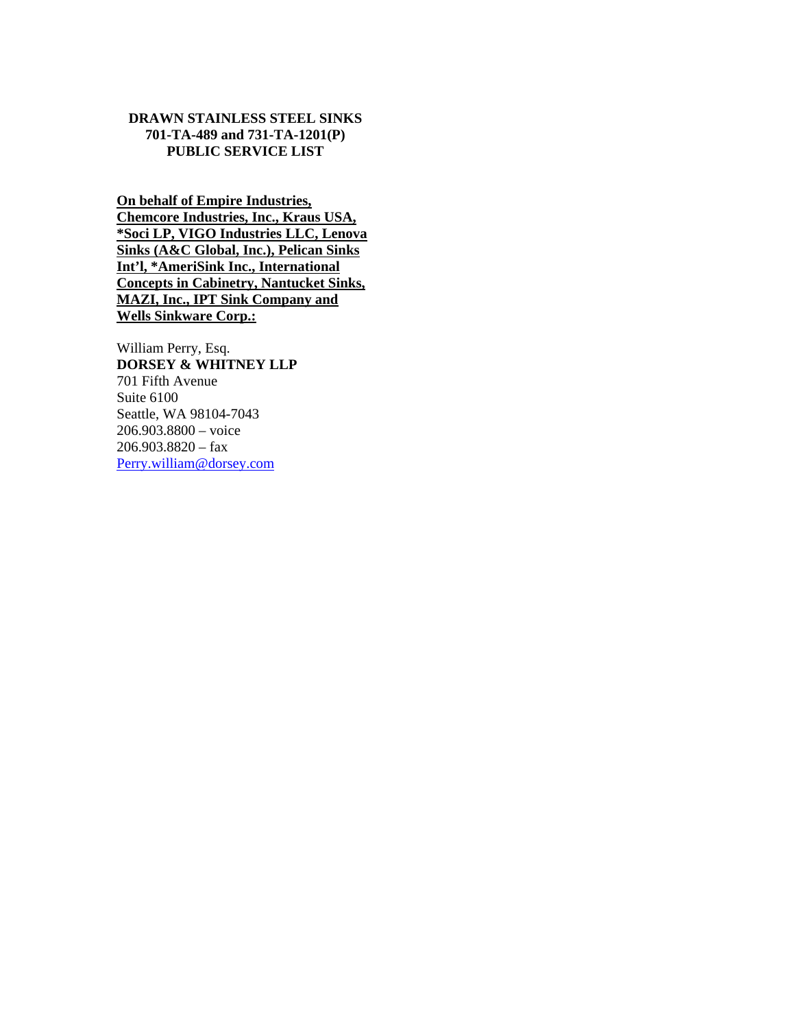**DRAWN STAINLESS STEEL SINKS**
**701-TA-489 and 731-TA-1201(P)**
**PUBLIC SERVICE LIST**

**On behalf of Empire Industries, Chemcore Industries, Inc., Kraus USA, *Soci LP, VIGO Industries LLC, Lenova Sinks (A&C Global, Inc.), Pelican Sinks Int'l, *AmeriSink Inc., International Concepts in Cabinetry, Nantucket Sinks, MAZI, Inc., IPT Sink Company and Wells Sinkware Corp.:**

William Perry, Esq.
**DORSEY & WHITNEY LLP**
701 Fifth Avenue
Suite 6100
Seattle, WA 98104-7043
206.903.8800 – voice
206.903.8820 – fax
Perry.william@dorsey.com